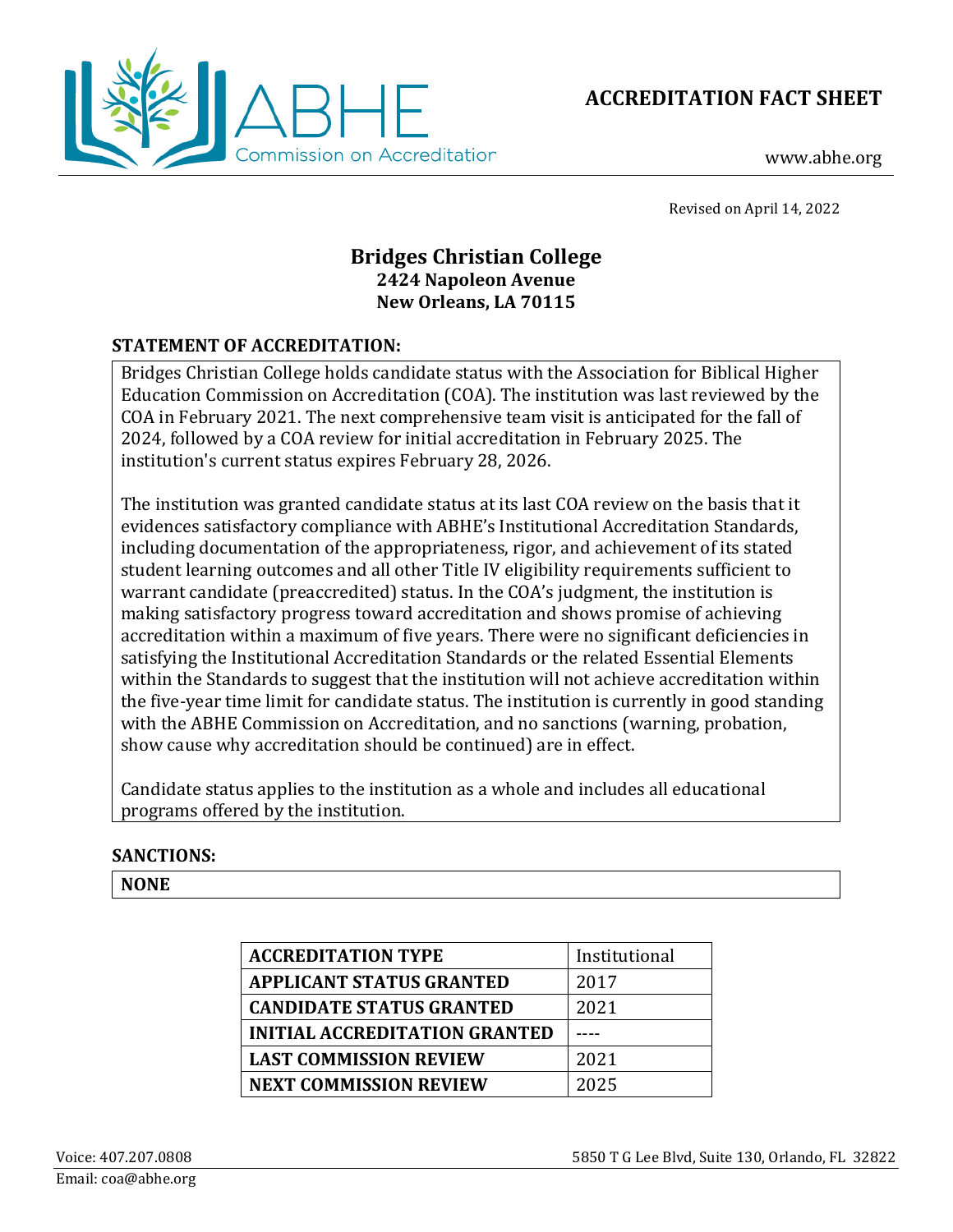ABHE Commission on Accreditation

# ACCREDITATION FACT SHEET

www.abhe.org

Revised on April 14, 2022

## Bridges Christian College
**2424 Napoleon Avenue**
**New Orleans, LA 70115**

### STATEMENT OF ACCREDITATION:

Bridges Christian College holds candidate status with the Association for Biblical Higher Education Commission on Accreditation (COA). The institution was last reviewed by the COA in February 2021. The next comprehensive team visit is anticipated for the fall of 2024, followed by a COA review for initial accreditation in February 2025. The institution's current status expires February 28, 2026.

The institution was granted candidate status at its last COA review on the basis that it evidences satisfactory compliance with ABHE's Institutional Accreditation Standards, including documentation of the appropriateness, rigor, and achievement of its stated student learning outcomes and all other Title IV eligibility requirements sufficient to warrant candidate (preaccredited) status. In the COA's judgment, the institution is making satisfactory progress toward accreditation and shows promise of achieving accreditation within a maximum of five years. There were no significant deficiencies in satisfying the Institutional Accreditation Standards or the related Essential Elements within the Standards to suggest that the institution will not achieve accreditation within the five-year time limit for candidate status. The institution is currently in good standing with the ABHE Commission on Accreditation, and no sanctions (warning, probation, show cause why accreditation should be continued) are in effect.

Candidate status applies to the institution as a whole and includes all educational programs offered by the institution.

### SANCTIONS:

**NONE**

| | |
|---|---|
| **ACCREDITATION TYPE** | Institutional |
| **APPLICANT STATUS GRANTED** | 2017 |
| **CANDIDATE STATUS GRANTED** | 2021 |
| **INITIAL ACCREDITATION GRANTED** | ---- |
| **LAST COMMISSION REVIEW** | 2021 |
| **NEXT COMMISSION REVIEW** | 2025 |

Voice: 407.207.0808
Email: coa@abhe.org
5850 T G Lee Blvd, Suite 130, Orlando, FL 32822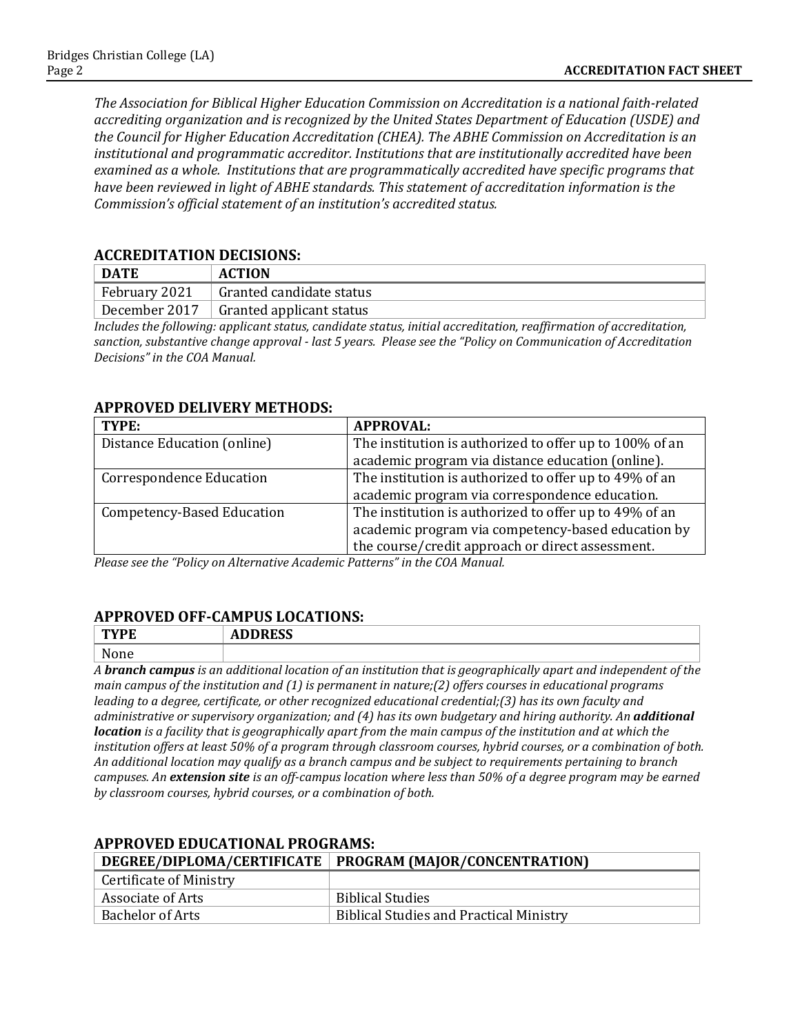*The Association for Biblical Higher Education Commission on Accreditation is a national faith-related accrediting organization and is recognized by the United States Department of Education (USDE) and the Council for Higher Education Accreditation (CHEA). The ABHE Commission on Accreditation is an institutional and programmatic accreditor. Institutions that are institutionally accredited have been examined as a whole. Institutions that are programmatically accredited have specific programs that have been reviewed in light of ABHE standards. This statement of accreditation information is the Commission's official statement of an institution's accredited status.*

## ACCREDITATION DECISIONS:

| DATE | ACTION |
|---|---|
| February 2021 | Granted candidate status |
| December 2017 | Granted applicant status |

*Includes the following: applicant status, candidate status, initial accreditation, reaffirmation of accreditation, sanction, substantive change approval - last 5 years. Please see the "Policy on Communication of Accreditation Decisions" in the COA Manual.*

## APPROVED DELIVERY METHODS:

| TYPE: | APPROVAL: |
|---|---|
| Distance Education (online) | The institution is authorized to offer up to 100% of an academic program via distance education (online). |
| Correspondence Education | The institution is authorized to offer up to 49% of an academic program via correspondence education. |
| Competency-Based Education | The institution is authorized to offer up to 49% of an academic program via competency-based education by the course/credit approach or direct assessment. |

*Please see the "Policy on Alternative Academic Patterns" in the COA Manual.*

## APPROVED OFF-CAMPUS LOCATIONS:

| TYPE | ADDRESS |
|---|---|
| None | |

*A **branch campus** is an additional location of an institution that is geographically apart and independent of the main campus of the institution and (1) is permanent in nature;(2) offers courses in educational programs leading to a degree, certificate, or other recognized educational credential;(3) has its own faculty and administrative or supervisory organization; and (4) has its own budgetary and hiring authority. An **additional location** is a facility that is geographically apart from the main campus of the institution and at which the institution offers at least 50% of a program through classroom courses, hybrid courses, or a combination of both. An additional location may qualify as a branch campus and be subject to requirements pertaining to branch campuses. An **extension site** is an off-campus location where less than 50% of a degree program may be earned by classroom courses, hybrid courses, or a combination of both.*

## APPROVED EDUCATIONAL PROGRAMS:

| DEGREE/DIPLOMA/CERTIFICATE | PROGRAM (MAJOR/CONCENTRATION) |
|---|---|
| Certificate of Ministry | |
| Associate of Arts | Biblical Studies |
| Bachelor of Arts | Biblical Studies and Practical Ministry |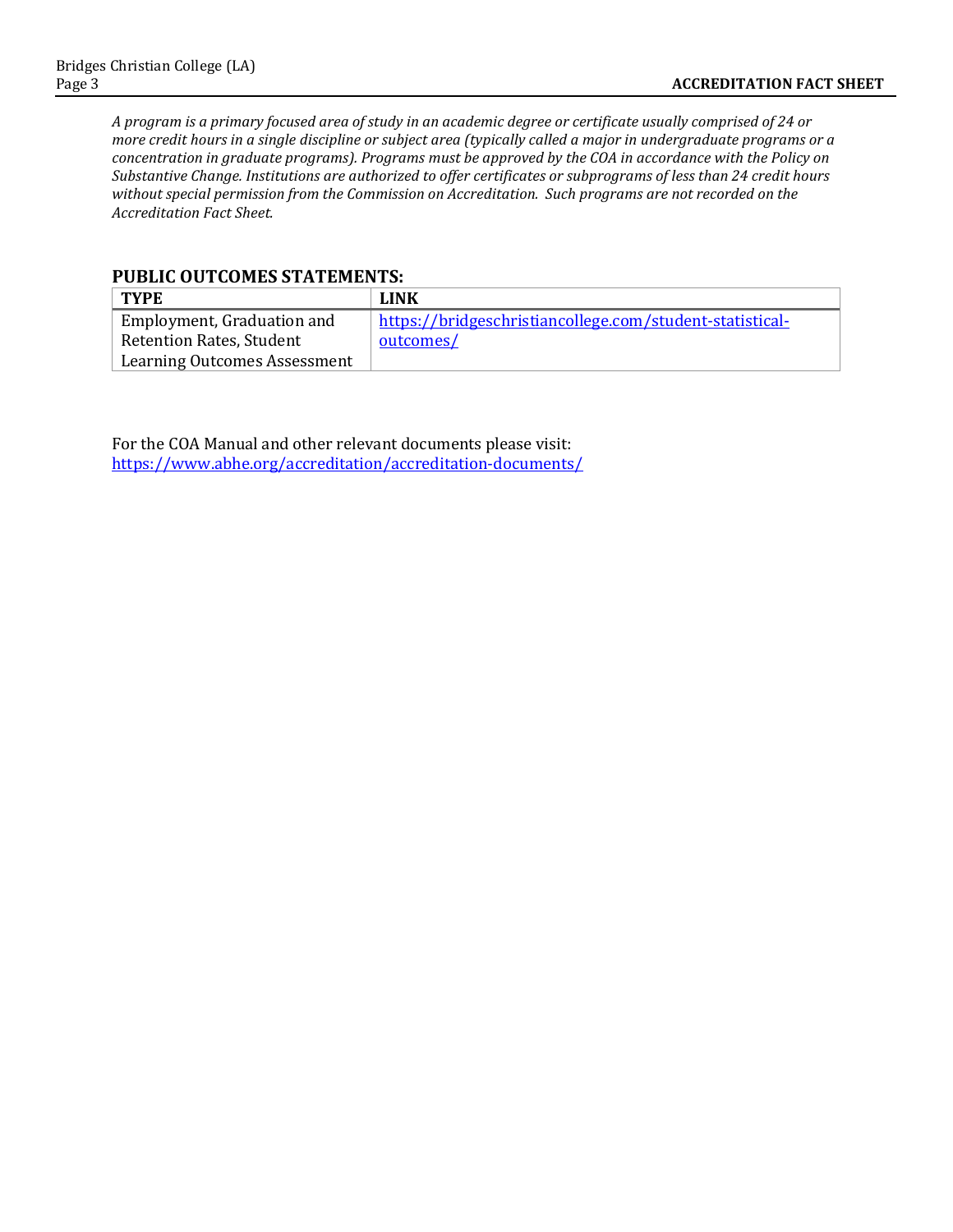*A program is a primary focused area of study in an academic degree or certificate usually comprised of 24 or more credit hours in a single discipline or subject area (typically called a major in undergraduate programs or a concentration in graduate programs). Programs must be approved by the COA in accordance with the Policy on Substantive Change. Institutions are authorized to offer certificates or subprograms of less than 24 credit hours without special permission from the Commission on Accreditation. Such programs are not recorded on the Accreditation Fact Sheet.*

## PUBLIC OUTCOMES STATEMENTS:

| TYPE | LINK |
|---|---|
| Employment, Graduation and Retention Rates, Student Learning Outcomes Assessment | https://bridgeschristiancollege.com/student-statistical-outcomes/ |

For the COA Manual and other relevant documents please visit:
https://www.abhe.org/accreditation/accreditation-documents/